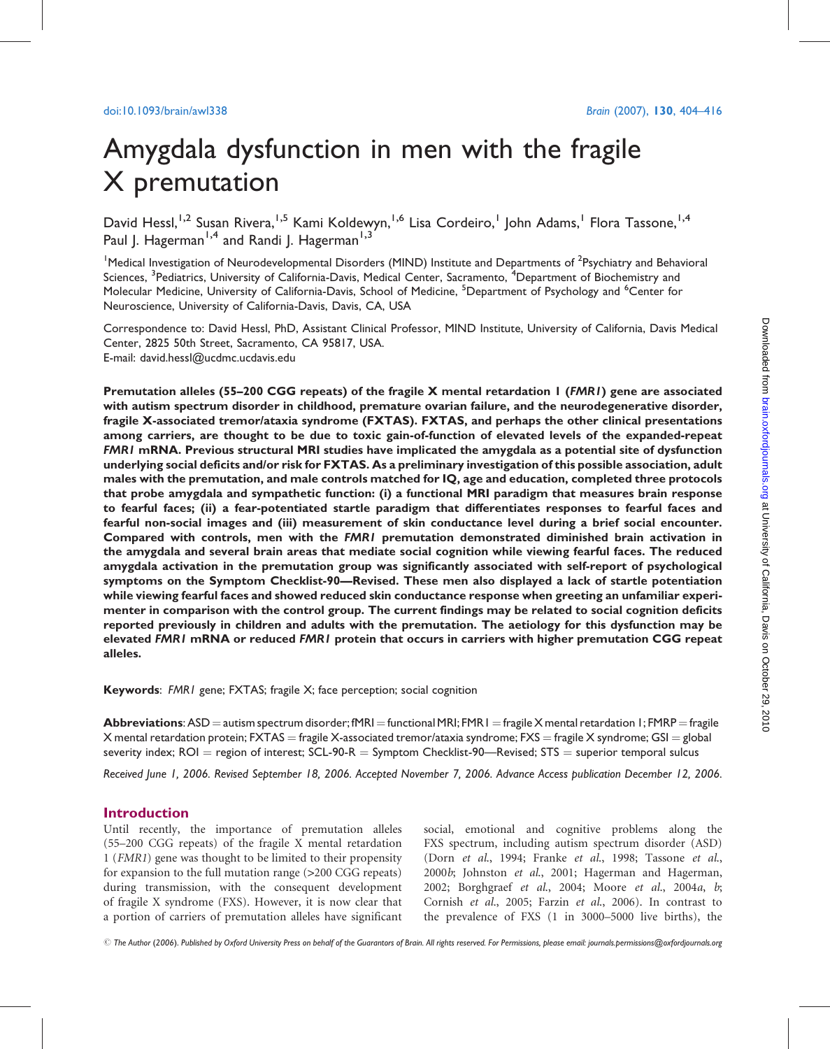# Amygdala dysfunction in men with the fragile X premutation

David Hessl,[1,2] Susan Rivera,[1,5] Kami Koldewyn,[1,6] Lisa Cordeiro,[1] John Adams,[1] Flora Tassone,[1,4] Paul J. Hagerman[1,4] and Randi J. Hagerman[1,3]

[1]Medical Investigation of Neurodevelopmental Disorders (MIND) Institute and Departments of [2]Psychiatry and Behavioral Sciences, [3]Pediatrics, University of California-Davis, Medical Center, Sacramento, [4]Department of Biochemistry and Molecular Medicine, University of California-Davis, School of Medicine, [5]Department of Psychology and [6]Center for Neuroscience, University of California-Davis, Davis, CA, USA

Correspondence to: David Hessl, PhD, Assistant Clinical Professor, MIND Institute, University of California, Davis Medical Center, 2825 50th Street, Sacramento, CA 95817, USA.
E-mail: david.hessl@ucdmc.ucdavis.edu

**Premutation alleles (55–200 CGG repeats) of the fragile X mental retardation 1 (*FMR1*) gene are associated with autism spectrum disorder in childhood, premature ovarian failure, and the neurodegenerative disorder, fragile X-associated tremor/ataxia syndrome (FXTAS). FXTAS, and perhaps the other clinical presentations among carriers, are thought to be due to toxic gain-of-function of elevated levels of the expanded-repeat *FMR1* mRNA. Previous structural MRI studies have implicated the amygdala as a potential site of dysfunction underlying social deficits and/or risk for FXTAS. As a preliminary investigation of this possible association, adult males with the premutation, and male controls matched for IQ, age and education, completed three protocols that probe amygdala and sympathetic function: (i) a functional MRI paradigm that measures brain response to fearful faces; (ii) a fear-potentiated startle paradigm that differentiates responses to fearful faces and fearful non-social images and (iii) measurement of skin conductance level during a brief social encounter. Compared with controls, men with the *FMR1* premutation demonstrated diminished brain activation in the amygdala and several brain areas that mediate social cognition while viewing fearful faces. The reduced amygdala activation in the premutation group was significantly associated with self-report of psychological symptoms on the Symptom Checklist-90—Revised. These men also displayed a lack of startle potentiation while viewing fearful faces and showed reduced skin conductance response when greeting an unfamiliar experimenter in comparison with the control group. The current findings may be related to social cognition deficits reported previously in children and adults with the premutation. The aetiology for this dysfunction may be elevated *FMR1* mRNA or reduced *FMR1* protein that occurs in carriers with higher premutation CGG repeat alleles.**

**Keywords**: *FMR1* gene; FXTAS; fragile X; face perception; social cognition

**Abbreviations**: ASD = autism spectrum disorder; fMRI = functional MRI; FMR1 = fragile X mental retardation 1; FMRP = fragile X mental retardation protein; FXTAS = fragile X-associated tremor/ataxia syndrome; FXS = fragile X syndrome; GSI = global severity index; ROI = region of interest; SCL-90-R = Symptom Checklist-90—Revised; STS = superior temporal sulcus

*Received June 1, 2006. Revised September 18, 2006. Accepted November 7, 2006. Advance Access publication December 12, 2006.*

## Introduction

Until recently, the importance of premutation alleles (55–200 CGG repeats) of the fragile X mental retardation 1 (*FMR1*) gene was thought to be limited to their propensity for expansion to the full mutation range (>200 CGG repeats) during transmission, with the consequent development of fragile X syndrome (FXS). However, it is now clear that a portion of carriers of premutation alleles have significant social, emotional and cognitive problems along the FXS spectrum, including autism spectrum disorder (ASD) (Dorn *et al.*, 1994; Franke *et al.*, 1998; Tassone *et al.*, 2000*b*; Johnston *et al.*, 2001; Hagerman and Hagerman, 2002; Borghgraef *et al.*, 2004; Moore *et al.*, 2004*a*, *b*; Cornish *et al.*, 2005; Farzin *et al.*, 2006). In contrast to the prevalence of FXS (1 in 3000–5000 live births), the

© The Author (2006). Published by Oxford University Press on behalf of the Guarantors of Brain. All rights reserved. For Permissions, please email: journals.permissions@oxfordjournals.org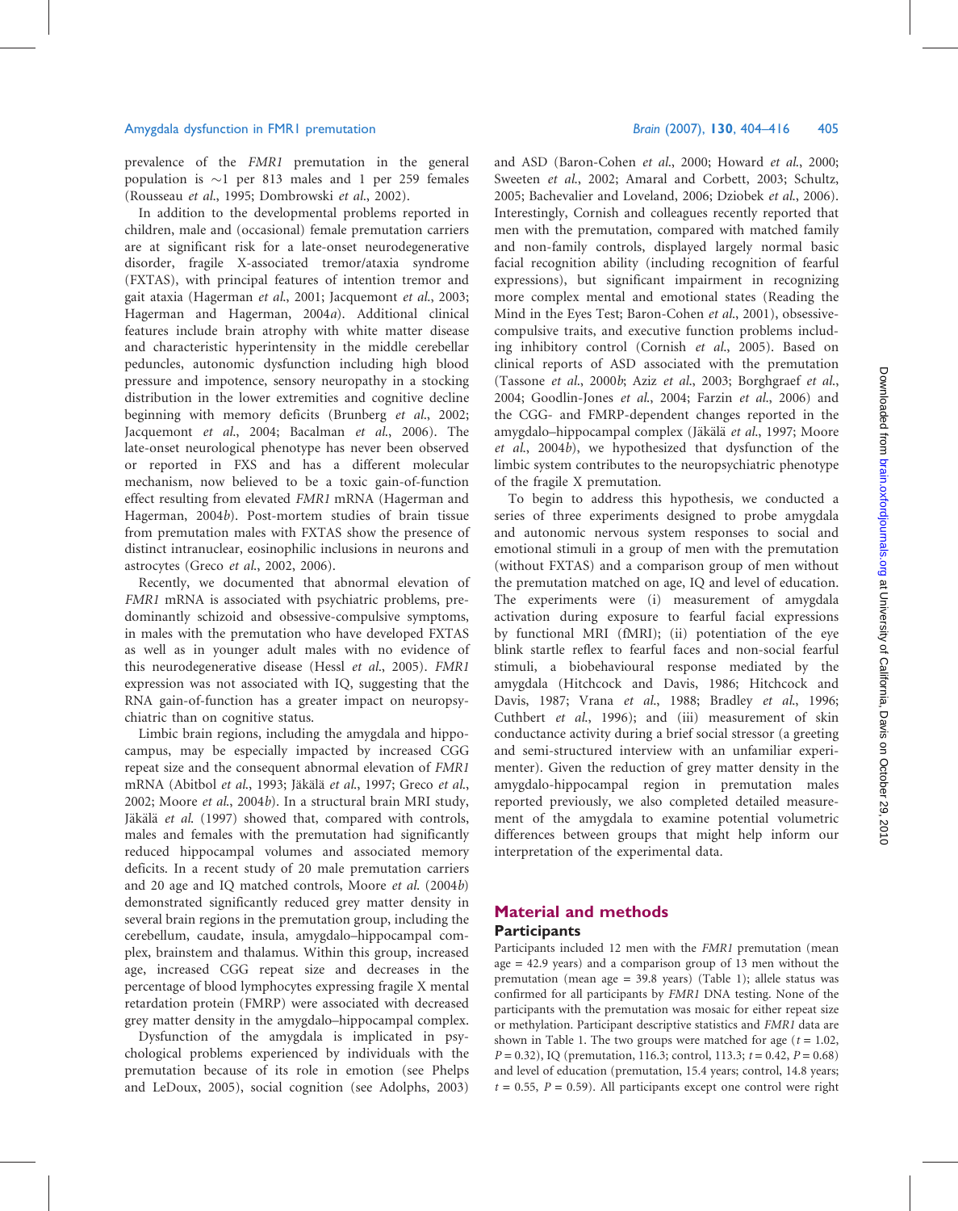prevalence of the *FMR1* premutation in the general population is ~1 per 813 males and 1 per 259 females (Rousseau *et al.*, 1995; Dombrowski *et al.*, 2002).

In addition to the developmental problems reported in children, male and (occasional) female premutation carriers are at significant risk for a late-onset neurodegenerative disorder, fragile X-associated tremor/ataxia syndrome (FXTAS), with principal features of intention tremor and gait ataxia (Hagerman *et al.*, 2001; Jacquemont *et al.*, 2003; Hagerman and Hagerman, 2004*a*). Additional clinical features include brain atrophy with white matter disease and characteristic hyperintensity in the middle cerebellar peduncles, autonomic dysfunction including high blood pressure and impotence, sensory neuropathy in a stocking distribution in the lower extremities and cognitive decline beginning with memory deficits (Brunberg *et al.*, 2002; Jacquemont *et al.*, 2004; Bacalman *et al.*, 2006). The late-onset neurological phenotype has never been observed or reported in FXS and has a different molecular mechanism, now believed to be a toxic gain-of-function effect resulting from elevated *FMR1* mRNA (Hagerman and Hagerman, 2004*b*). Post-mortem studies of brain tissue from premutation males with FXTAS show the presence of distinct intranuclear, eosinophilic inclusions in neurons and astrocytes (Greco *et al.*, 2002, 2006).

Recently, we documented that abnormal elevation of *FMR1* mRNA is associated with psychiatric problems, predominantly schizoid and obsessive-compulsive symptoms, in males with the premutation who have developed FXTAS as well as in younger adult males with no evidence of this neurodegenerative disease (Hessl *et al.*, 2005). *FMR1* expression was not associated with IQ, suggesting that the RNA gain-of-function has a greater impact on neuropsychiatric than on cognitive status.

Limbic brain regions, including the amygdala and hippocampus, may be especially impacted by increased CGG repeat size and the consequent abnormal elevation of *FMR1* mRNA (Abitbol *et al.*, 1993; Jäkälä *et al.*, 1997; Greco *et al.*, 2002; Moore *et al.*, 2004*b*). In a structural brain MRI study, Jäkälä *et al.* (1997) showed that, compared with controls, males and females with the premutation had significantly reduced hippocampal volumes and associated memory deficits. In a recent study of 20 male premutation carriers and 20 age and IQ matched controls, Moore *et al.* (2004*b*) demonstrated significantly reduced grey matter density in several brain regions in the premutation group, including the cerebellum, caudate, insula, amygdalo–hippocampal complex, brainstem and thalamus. Within this group, increased age, increased CGG repeat size and decreases in the percentage of blood lymphocytes expressing fragile X mental retardation protein (FMRP) were associated with decreased grey matter density in the amygdalo–hippocampal complex.

Dysfunction of the amygdala is implicated in psychological problems experienced by individuals with the premutation because of its role in emotion (see Phelps and LeDoux, 2005), social cognition (see Adolphs, 2003) and ASD (Baron-Cohen *et al.*, 2000; Howard *et al.*, 2000; Sweeten *et al.*, 2002; Amaral and Corbett, 2003; Schultz, 2005; Bachevalier and Loveland, 2006; Dziobek *et al.*, 2006). Interestingly, Cornish and colleagues recently reported that men with the premutation, compared with matched family and non-family controls, displayed largely normal basic facial recognition ability (including recognition of fearful expressions), but significant impairment in recognizing more complex mental and emotional states (Reading the Mind in the Eyes Test; Baron-Cohen *et al.*, 2001), obsessive-compulsive traits, and executive function problems including inhibitory control (Cornish *et al.*, 2005). Based on clinical reports of ASD associated with the premutation (Tassone *et al.*, 2000*b*; Aziz *et al.*, 2003; Borghgraef *et al.*, 2004; Goodlin-Jones *et al.*, 2004; Farzin *et al.*, 2006) and the CGG- and FMRP-dependent changes reported in the amygdalo–hippocampal complex (Jäkälä *et al.*, 1997; Moore *et al.*, 2004*b*), we hypothesized that dysfunction of the limbic system contributes to the neuropsychiatric phenotype of the fragile X premutation.

To begin to address this hypothesis, we conducted a series of three experiments designed to probe amygdala and autonomic nervous system responses to social and emotional stimuli in a group of men with the premutation (without FXTAS) and a comparison group of men without the premutation matched on age, IQ and level of education. The experiments were (i) measurement of amygdala activation during exposure to fearful facial expressions by functional MRI (fMRI); (ii) potentiation of the eye blink startle reflex to fearful faces and non-social fearful stimuli, a biobehavioural response mediated by the amygdala (Hitchcock and Davis, 1986; Hitchcock and Davis, 1987; Vrana *et al.*, 1988; Bradley *et al.*, 1996; Cuthbert *et al.*, 1996); and (iii) measurement of skin conductance activity during a brief social stressor (a greeting and semi-structured interview with an unfamiliar experimenter). Given the reduction of grey matter density in the amygdalo-hippocampal region in premutation males reported previously, we also completed detailed measurement of the amygdala to examine potential volumetric differences between groups that might help inform our interpretation of the experimental data.

## Material and methods

### Participants

Participants included 12 men with the *FMR1* premutation (mean age = 42.9 years) and a comparison group of 13 men without the premutation (mean age = 39.8 years) (Table 1); allele status was confirmed for all participants by *FMR1* DNA testing. None of the participants with the premutation was mosaic for either repeat size or methylation. Participant descriptive statistics and *FMR1* data are shown in Table 1. The two groups were matched for age ($t = 1.02$, $P = 0.32$), IQ (premutation, 116.3; control, 113.3; $t = 0.42$, $P = 0.68$) and level of education (premutation, 15.4 years; control, 14.8 years; $t = 0.55$, $P = 0.59$). All participants except one control were right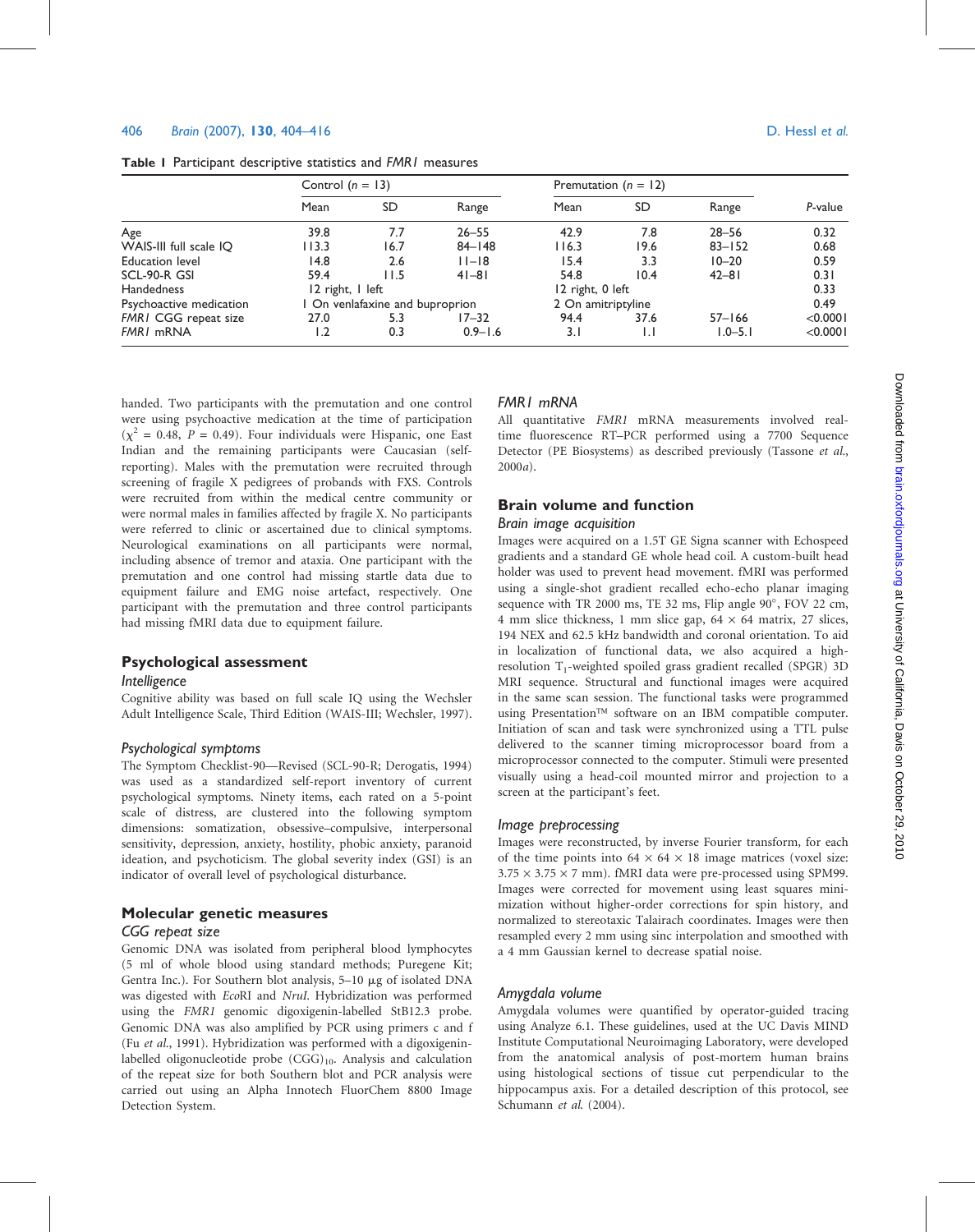**Table 1** Participant descriptive statistics and *FMR1* measures

| | Control ($n$ = 13) | | | Premutation ($n$ = 12) | | | |
|---|---|---|---|---|---|---|---|
| | Mean | SD | Range | Mean | SD | Range | *P*-value |
| Age | 39.8 | 7.7 | 26–55 | 42.9 | 7.8 | 28–56 | 0.32 |
| WAIS-III full scale IQ | 113.3 | 16.7 | 84–148 | 116.3 | 19.6 | 83–152 | 0.68 |
| Education level | 14.8 | 2.6 | 11–18 | 15.4 | 3.3 | 10–20 | 0.59 |
| SCL-90-R GSI | 59.4 | 11.5 | 41–81 | 54.8 | 10.4 | 42–81 | 0.31 |
| Handedness | 12 right, 1 left | | | 12 right, 0 left | | | 0.33 |
| Psychoactive medication | 1 On venlafaxine and buproprion | | | 2 On amitriptyline | | | 0.49 |
| *FMR1* CGG repeat size | 27.0 | 5.3 | 17–32 | 94.4 | 37.6 | 57–166 | <0.0001 |
| *FMR1* mRNA | 1.2 | 0.3 | 0.9–1.6 | 3.1 | 1.1 | 1.0–5.1 | <0.0001 |

handed. Two participants with the premutation and one control were using psychoactive medication at the time of participation ($\chi^2$ = 0.48, $P$ = 0.49). Four individuals were Hispanic, one East Indian and the remaining participants were Caucasian (self-reporting). Males with the premutation were recruited through screening of fragile X pedigrees of probands with FXS. Controls were recruited from within the medical centre community or were normal males in families affected by fragile X. No participants were referred to clinic or ascertained due to clinical symptoms. Neurological examinations on all participants were normal, including absence of tremor and ataxia. One participant with the premutation and one control had missing startle data due to equipment failure and EMG noise artefact, respectively. One participant with the premutation and three control participants had missing fMRI data due to equipment failure.

## Psychological assessment

### Intelligence

Cognitive ability was based on full scale IQ using the Wechsler Adult Intelligence Scale, Third Edition (WAIS-III; Wechsler, 1997).

### Psychological symptoms

The Symptom Checklist-90—Revised (SCL-90-R; Derogatis, 1994) was used as a standardized self-report inventory of current psychological symptoms. Ninety items, each rated on a 5-point scale of distress, are clustered into the following symptom dimensions: somatization, obsessive–compulsive, interpersonal sensitivity, depression, anxiety, hostility, phobic anxiety, paranoid ideation, and psychoticism. The global severity index (GSI) is an indicator of overall level of psychological disturbance.

## Molecular genetic measures

### CGG repeat size

Genomic DNA was isolated from peripheral blood lymphocytes (5 ml of whole blood using standard methods; Puregene Kit; Gentra Inc.). For Southern blot analysis, 5–10 µg of isolated DNA was digested with *Eco*RI and *Nru*I. Hybridization was performed using the *FMR1* genomic digoxigenin-labelled StB12.3 probe. Genomic DNA was also amplified by PCR using primers c and f (Fu *et al.*, 1991). Hybridization was performed with a digoxigenin-labelled oligonucleotide probe $(CGG)_{10}$. Analysis and calculation of the repeat size for both Southern blot and PCR analysis were carried out using an Alpha Innotech FluorChem 8800 Image Detection System.

### FMR1 mRNA

All quantitative *FMR1* mRNA measurements involved real-time fluorescence RT–PCR performed using a 7700 Sequence Detector (PE Biosystems) as described previously (Tassone *et al.*, 2000*a*).

## Brain volume and function

### Brain image acquisition

Images were acquired on a 1.5T GE Signa scanner with Echospeed gradients and a standard GE whole head coil. A custom-built head holder was used to prevent head movement. fMRI was performed using a single-shot gradient recalled echo-echo planar imaging sequence with TR 2000 ms, TE 32 ms, Flip angle 90°, FOV 22 cm, 4 mm slice thickness, 1 mm slice gap, 64 × 64 matrix, 27 slices, 194 NEX and 62.5 kHz bandwidth and coronal orientation. To aid in localization of functional data, we also acquired a high-resolution $T_1$-weighted spoiled grass gradient recalled (SPGR) 3D MRI sequence. Structural and functional images were acquired in the same scan session. The functional tasks were programmed using Presentation™ software on an IBM compatible computer. Initiation of scan and task were synchronized using a TTL pulse delivered to the scanner timing microprocessor board from a microprocessor connected to the computer. Stimuli were presented visually using a head-coil mounted mirror and projection to a screen at the participant's feet.

### Image preprocessing

Images were reconstructed, by inverse Fourier transform, for each of the time points into 64 × 64 × 18 image matrices (voxel size: 3.75 × 3.75 × 7 mm). fMRI data were pre-processed using SPM99. Images were corrected for movement using least squares minimization without higher-order corrections for spin history, and normalized to stereotaxic Talairach coordinates. Images were then resampled every 2 mm using sinc interpolation and smoothed with a 4 mm Gaussian kernel to decrease spatial noise.

### Amygdala volume

Amygdala volumes were quantified by operator-guided tracing using Analyze 6.1. These guidelines, used at the UC Davis MIND Institute Computational Neuroimaging Laboratory, were developed from the anatomical analysis of post-mortem human brains using histological sections of tissue cut perpendicular to the hippocampus axis. For a detailed description of this protocol, see Schumann *et al.* (2004).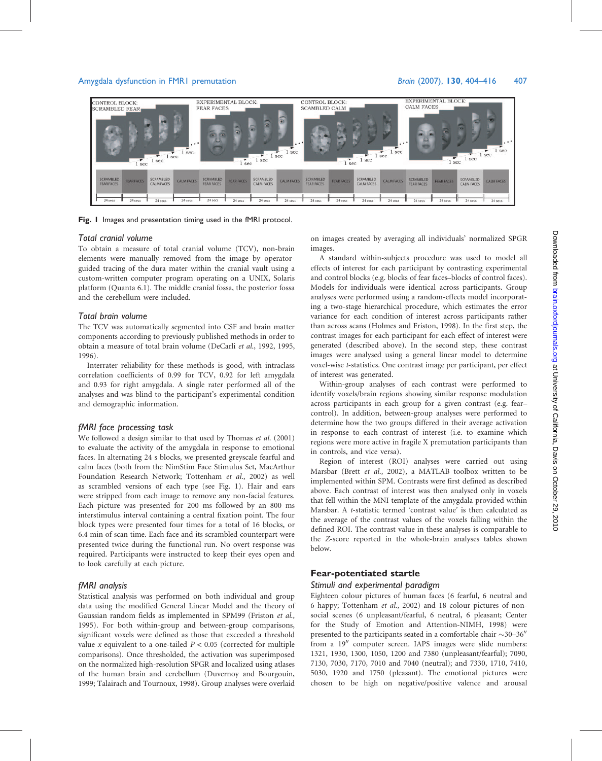CONTROL BLOCK: SCRAMBLED FEAR

EXPERIMENTAL BLOCK: FEAR FACES

CONTROL BLOCK: SCRAMBLED CALM

EXPERIMENTAL BLOCK: CALM FACES

1 sec

SCRAMBLED FEAR FACES | FEAR FACES | SCRAMBLED CALM FACES | CALM FACES | SCRAMBLED FEAR FACES | FEAR FACES | SCRAMBLED CALM FACES | CALM FACES | SCRAMBLED FEAR FACES | FEAR FACES | SCRAMBLED CALM FACES | CALM FACES | SCRAMBLED FEAR FACES | FEAR FACES | SCRAMBLED CALM FACES | CALM FACES

24 secs

**Fig. 1** Images and presentation timing used in the fMRI protocol.

### Total cranial volume

To obtain a measure of total cranial volume (TCV), non-brain elements were manually removed from the image by operator-guided tracing of the dura mater within the cranial vault using a custom-written computer program operating on a UNIX, Solaris platform (Quanta 6.1). The middle cranial fossa, the posterior fossa and the cerebellum were included.

### Total brain volume

The TCV was automatically segmented into CSF and brain matter components according to previously published methods in order to obtain a measure of total brain volume (DeCarli *et al.*, 1992, 1995, 1996).

Interrater reliability for these methods is good, with intraclass correlation coefficients of 0.99 for TCV, 0.92 for left amygdala and 0.93 for right amygdala. A single rater performed all of the analyses and was blind to the participant's experimental condition and demographic information.

### fMRI face processing task

We followed a design similar to that used by Thomas *et al.* (2001) to evaluate the activity of the amygdala in response to emotional faces. In alternating 24 s blocks, we presented greyscale fearful and calm faces (both from the NimStim Face Stimulus Set, MacArthur Foundation Research Network; Tottenham *et al.*, 2002) as well as scrambled versions of each type (see Fig. 1). Hair and ears were stripped from each image to remove any non-facial features. Each picture was presented for 200 ms followed by an 800 ms interstimulus interval containing a central fixation point. The four block types were presented four times for a total of 16 blocks, or 6.4 min of scan time. Each face and its scrambled counterpart were presented twice during the functional run. No overt response was required. Participants were instructed to keep their eyes open and to look carefully at each picture.

### fMRI analysis

Statistical analysis was performed on both individual and group data using the modified General Linear Model and the theory of Gaussian random fields as implemented in SPM99 (Friston *et al.*, 1995). For both within-group and between-group comparisons, significant voxels were defined as those that exceeded a threshold value *x* equivalent to a one-tailed $P < 0.05$ (corrected for multiple comparisons). Once thresholded, the activation was superimposed on the normalized high-resolution SPGR and localized using atlases of the human brain and cerebellum (Duvernoy and Bourgouin, 1999; Talairach and Tournoux, 1998). Group analyses were overlaid on images created by averaging all individuals' normalized SPGR images.

A standard within-subjects procedure was used to model all effects of interest for each participant by contrasting experimental and control blocks (e.g. blocks of fear faces–blocks of control faces). Models for individuals were identical across participants. Group analyses were performed using a random-effects model incorporating a two-stage hierarchical procedure, which estimates the error variance for each condition of interest across participants rather than across scans (Holmes and Friston, 1998). In the first step, the contrast images for each participant for each effect of interest were generated (described above). In the second step, these contrast images were analysed using a general linear model to determine voxel-wise *t*-statistics. One contrast image per participant, per effect of interest was generated.

Within-group analyses of each contrast were performed to identify voxels/brain regions showing similar response modulation across participants in each group for a given contrast (e.g. fear–control). In addition, between-group analyses were performed to determine how the two groups differed in their average activation in response to each contrast of interest (i.e. to examine which regions were more active in fragile X premutation participants than in controls, and vice versa).

Region of interest (ROI) analyses were carried out using Marsbar (Brett *et al.*, 2002), a MATLAB toolbox written to be implemented within SPM. Contrasts were first defined as described above. Each contrast of interest was then analysed only in voxels that fell within the MNI template of the amygdala provided within Marsbar. A *t*-statistic termed 'contrast value' is then calculated as the average of the contrast values of the voxels falling within the defined ROI. The contrast value in these analyses is comparable to the *Z*-score reported in the whole-brain analyses tables shown below.

## Fear-potentiated startle

### Stimuli and experimental paradigm

Eighteen colour pictures of human faces (6 fearful, 6 neutral and 6 happy; Tottenham *et al.*, 2002) and 18 colour pictures of non-social scenes (6 unpleasant/fearful, 6 neutral, 6 pleasant; Center for the Study of Emotion and Attention-NIMH, 1998) were presented to the participants seated in a comfortable chair ~30–36″ from a 19″ computer screen. IAPS images were slide numbers: 1321, 1930, 1300, 1050, 1200 and 7380 (unpleasant/fearful); 7090, 7130, 7030, 7170, 7010 and 7040 (neutral); and 7330, 1710, 7410, 5030, 1920 and 1750 (pleasant). The emotional pictures were chosen to be high on negative/positive valence and arousal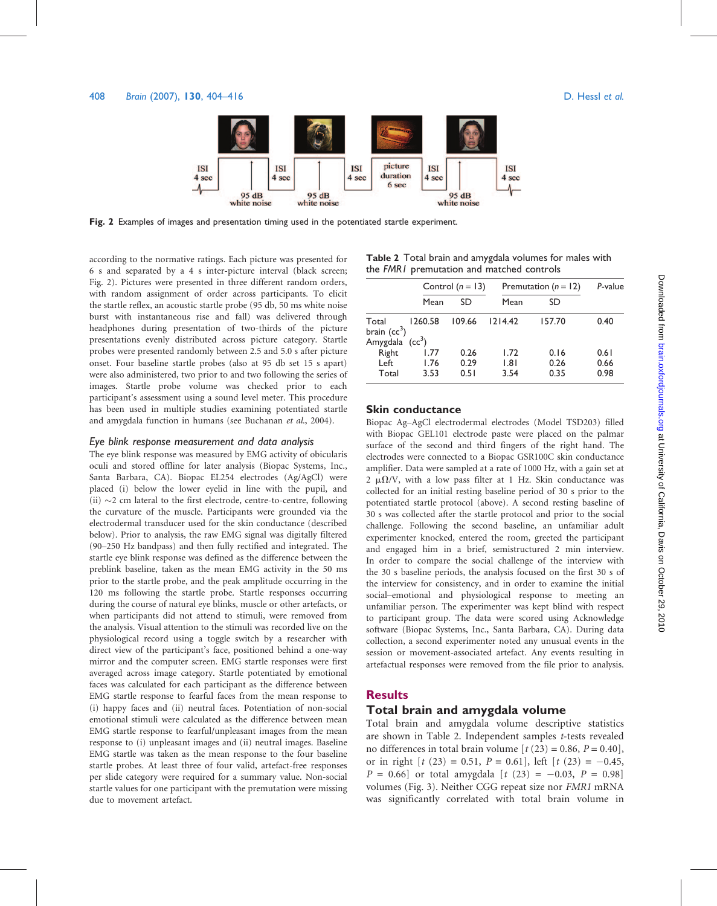ISI 4 sec

ISI 4 sec

ISI 4 sec

picture duration 6 sec

ISI 4 sec

ISI 4 sec

95 dB white noise

95 dB white noise

95 dB white noise

**Fig. 2** Examples of images and presentation timing used in the potentiated startle experiment.

according to the normative ratings. Each picture was presented for 6 s and separated by a 4 s inter-picture interval (black screen; Fig. 2). Pictures were presented in three different random orders, with random assignment of order across participants. To elicit the startle reflex, an acoustic startle probe (95 db, 50 ms white noise burst with instantaneous rise and fall) was delivered through headphones during presentation of two-thirds of the picture presentations evenly distributed across picture category. Startle probes were presented randomly between 2.5 and 5.0 s after picture onset. Four baseline startle probes (also at 95 db set 15 s apart) were also administered, two prior to and two following the series of images. Startle probe volume was checked prior to each participant's assessment using a sound level meter. This procedure has been used in multiple studies examining potentiated startle and amygdala function in humans (see Buchanan *et al.*, 2004).

### *Eye blink response measurement and data analysis*

The eye blink response was measured by EMG activity of obicularis oculi and stored offline for later analysis (Biopac Systems, Inc., Santa Barbara, CA). Biopac EL254 electrodes (Ag/AgCl) were placed (i) below the lower eyelid in line with the pupil, and (ii) ~2 cm lateral to the first electrode, centre-to-centre, following the curvature of the muscle. Participants were grounded via the electrodermal transducer used for the skin conductance (described below). Prior to analysis, the raw EMG signal was digitally filtered (90–250 Hz bandpass) and then fully rectified and integrated. The startle eye blink response was defined as the difference between the preblink baseline, taken as the mean EMG activity in the 50 ms prior to the startle probe, and the peak amplitude occurring in the 120 ms following the startle probe. Startle responses occurring during the course of natural eye blinks, muscle or other artefacts, or when participants did not attend to stimuli, were removed from the analysis. Visual attention to the stimuli was recorded live on the physiological record using a toggle switch by a researcher with direct view of the participant's face, positioned behind a one-way mirror and the computer screen. EMG startle responses were first averaged across image category. Startle potentiated by emotional faces was calculated for each participant as the difference between EMG startle response to fearful faces from the mean response to (i) happy faces and (ii) neutral faces. Potentiation of non-social emotional stimuli were calculated as the difference between mean EMG startle response to fearful/unpleasant images from the mean response to (i) unpleasant images and (ii) neutral images. Baseline EMG startle was taken as the mean response to the four baseline startle probes. At least three of four valid, artefact-free responses per slide category were required for a summary value. Non-social startle values for one participant with the premutation were missing due to movement artefact.

**Table 2** Total brain and amygdala volumes for males with the *FMR1* premutation and matched controls

| | Control ($n$ = 13) | | Premutation ($n$ = 12) | | *P*-value |
|---|---|---|---|---|---|
| | Mean | SD | Mean | SD | |
| Total brain (cc$^3$) | 1260.58 | 109.66 | 1214.42 | 157.70 | 0.40 |
| Amygdala (cc$^3$) | | | | | |
| Right | 1.77 | 0.26 | 1.72 | 0.16 | 0.61 |
| Left | 1.76 | 0.29 | 1.81 | 0.26 | 0.66 |
| Total | 3.53 | 0.51 | 3.54 | 0.35 | 0.98 |

## Skin conductance

Biopac Ag–AgCl electrodermal electrodes (Model TSD203) filled with Biopac GEL101 electrode paste were placed on the palmar surface of the second and third fingers of the right hand. The electrodes were connected to a Biopac GSR100C skin conductance amplifier. Data were sampled at a rate of 1000 Hz, with a gain set at 2 $\mu\Omega$/V, with a low pass filter at 1 Hz. Skin conductance was collected for an initial resting baseline period of 30 s prior to the potentiated startle protocol (above). A second resting baseline of 30 s was collected after the startle protocol and prior to the social challenge. Following the second baseline, an unfamiliar adult experimenter knocked, entered the room, greeted the participant and engaged him in a brief, semistructured 2 min interview. In order to compare the social challenge of the interview with the 30 s baseline periods, the analysis focused on the first 30 s of the interview for consistency, and in order to examine the initial social–emotional and physiological response to meeting an unfamiliar person. The experimenter was kept blind with respect to participant group. The data were scored using Acknowledge software (Biopac Systems, Inc., Santa Barbara, CA). During data collection, a second experimenter noted any unusual events in the session or movement-associated artefact. Any events resulting in artefactual responses were removed from the file prior to analysis.

# Results

## Total brain and amygdala volume

Total brain and amygdala volume descriptive statistics are shown in Table 2. Independent samples *t*-tests revealed no differences in total brain volume [$t$ (23) = 0.86, $P$ = 0.40], or in right [$t$ (23) = 0.51, $P$ = 0.61], left [$t$ (23) = −0.45, $P$ = 0.66] or total amygdala [$t$ (23) = −0.03, $P$ = 0.98] volumes (Fig. 3). Neither CGG repeat size nor *FMR1* mRNA was significantly correlated with total brain volume in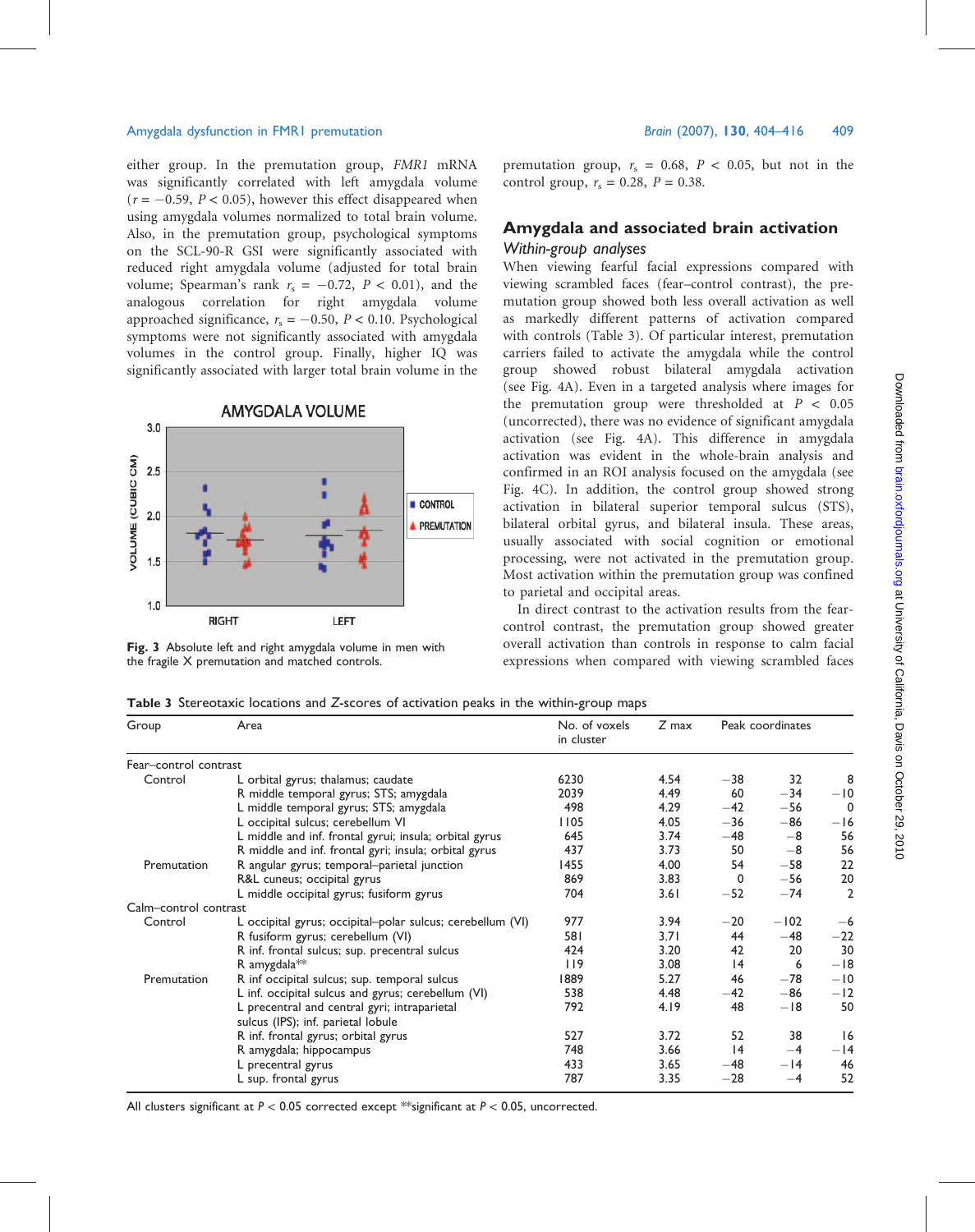either group. In the premutation group, *FMR1* mRNA was significantly correlated with left amygdala volume ($r = -0.59$, $P < 0.05$), however this effect disappeared when using amygdala volumes normalized to total brain volume. Also, in the premutation group, psychological symptoms on the SCL-90-R GSI were significantly associated with reduced right amygdala volume (adjusted for total brain volume; Spearman's rank $r_s = -0.72$, $P < 0.01$), and the analogous correlation for right amygdala volume approached significance, $r_s = -0.50$, $P < 0.10$. Psychological symptoms were not significantly associated with amygdala volumes in the control group. Finally, higher IQ was significantly associated with larger total brain volume in the premutation group, $r_s = 0.68$, $P < 0.05$, but not in the control group, $r_s = 0.28$, $P = 0.38$.

AMYGDALA VOLUME

VOLUME (CUBIC CM)

3.0
2.5
2.0
1.5
1.0

RIGHT
LEFT

CONTROL
PREMUTATION

**Fig. 3** Absolute left and right amygdala volume in men with the fragile X premutation and matched controls.

## Amygdala and associated brain activation

### *Within-group analyses*

When viewing fearful facial expressions compared with viewing scrambled faces (fear–control contrast), the premutation group showed both less overall activation as well as markedly different patterns of activation compared with controls (Table 3). Of particular interest, premutation carriers failed to activate the amygdala while the control group showed robust bilateral amygdala activation (see Fig. 4A). Even in a targeted analysis where images for the premutation group were thresholded at $P < 0.05$ (uncorrected), there was no evidence of significant amygdala activation (see Fig. 4A). This difference in amygdala activation was evident in the whole-brain analysis and confirmed in an ROI analysis focused on the amygdala (see Fig. 4C). In addition, the control group showed strong activation in bilateral superior temporal sulcus (STS), bilateral orbital gyrus, and bilateral insula. These areas, usually associated with social cognition or emotional processing, were not activated in the premutation group. Most activation within the premutation group was confined to parietal and occipital areas.

In direct contrast to the activation results from the fear-control contrast, the premutation group showed greater overall activation than controls in response to calm facial expressions when compared with viewing scrambled faces

**Table 3** Stereotaxic locations and *Z*-scores of activation peaks in the within-group maps

| Group | Area | No. of voxels in cluster | *Z* max | Peak coordinates | | |
|---|---|---|---|---|---|---|
| Fear–control contrast | | | | | | |
| Control | L orbital gyrus; thalamus; caudate | 6230 | 4.54 | −38 | 32 | 8 |
| | R middle temporal gyrus; STS; amygdala | 2039 | 4.49 | 60 | −34 | −10 |
| | L middle temporal gyrus; STS; amygdala | 498 | 4.29 | −42 | −56 | 0 |
| | L occipital sulcus; cerebellum VI | 1105 | 4.05 | −36 | −86 | −16 |
| | L middle and inf. frontal gyrui; insula; orbital gyrus | 645 | 3.74 | −48 | −8 | 56 |
| | R middle and inf. frontal gyri; insula; orbital gyrus | 437 | 3.73 | 50 | −8 | 56 |
| Premutation | R angular gyrus; temporal–parietal junction | 1455 | 4.00 | 54 | −58 | 22 |
| | R&L cuneus; occipital gyrus | 869 | 3.83 | 0 | −56 | 20 |
| | L middle occipital gyrus; fusiform gyrus | 704 | 3.61 | −52 | −74 | 2 |
| Calm–control contrast | | | | | | |
| Control | L occipital gyrus; occipital–polar sulcus; cerebellum (VI) | 977 | 3.94 | −20 | −102 | −6 |
| | R fusiform gyrus; cerebellum (VI) | 581 | 3.71 | 44 | −48 | −22 |
| | R inf. frontal sulcus; sup. precentral sulcus | 424 | 3.20 | 42 | 20 | 30 |
| | R amygdala** | 119 | 3.08 | 14 | 6 | −18 |
| Premutation | R inf occipital sulcus; sup. temporal sulcus | 1889 | 5.27 | 46 | −78 | −10 |
| | L inf. occipital sulcus and gyrus; cerebellum (VI) | 538 | 4.48 | −42 | −86 | −12 |
| | L precentral and central gyri; intraparietal sulcus (IPS); inf. parietal lobule | 792 | 4.19 | 48 | −18 | 50 |
| | R inf. frontal gyrus; orbital gyrus | 527 | 3.72 | 52 | 38 | 16 |
| | R amygdala; hippocampus | 748 | 3.66 | 14 | −4 | −14 |
| | L precentral gyrus | 433 | 3.65 | −48 | −14 | 46 |
| | L sup. frontal gyrus | 787 | 3.35 | −28 | −4 | 52 |

All clusters significant at $P < 0.05$ corrected except **significant at $P < 0.05$, uncorrected.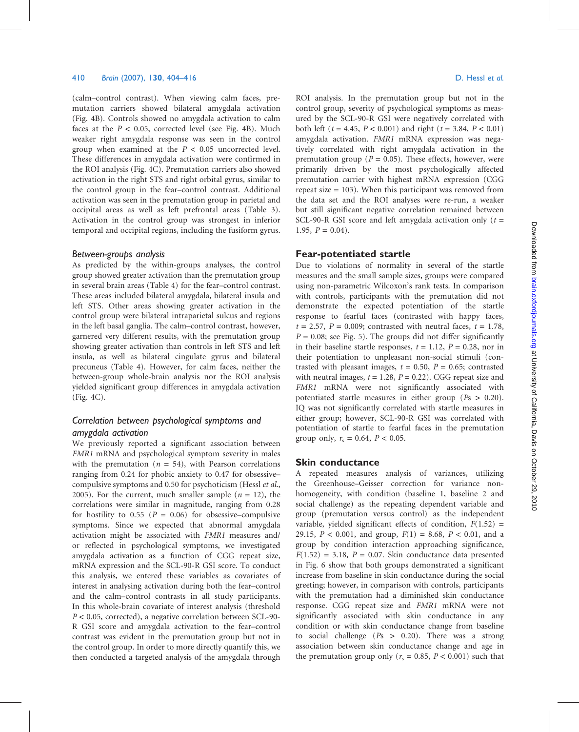(calm–control contrast). When viewing calm faces, premutation carriers showed bilateral amygdala activation (Fig. 4B). Controls showed no amygdala activation to calm faces at the $P < 0.05$, corrected level (see Fig. 4B). Much weaker right amygdala response was seen in the control group when examined at the $P < 0.05$ uncorrected level. These differences in amygdala activation were confirmed in the ROI analysis (Fig. 4C). Premutation carriers also showed activation in the right STS and right orbital gyrus, similar to the control group in the fear–control contrast. Additional activation was seen in the premutation group in parietal and occipital areas as well as left prefrontal areas (Table 3). Activation in the control group was strongest in inferior temporal and occipital regions, including the fusiform gyrus.

### *Between-groups analysis*

As predicted by the within-groups analyses, the control group showed greater activation than the premutation group in several brain areas (Table 4) for the fear–control contrast. These areas included bilateral amygdala, bilateral insula and left STS. Other areas showing greater activation in the control group were bilateral intraparietal sulcus and regions in the left basal ganglia. The calm–control contrast, however, garnered very different results, with the premutation group showing greater activation than controls in left STS and left insula, as well as bilateral cingulate gyrus and bilateral precuneus (Table 4). However, for calm faces, neither the between-group whole-brain analysis nor the ROI analysis yielded significant group differences in amygdala activation (Fig. 4C).

### *Correlation between psychological symptoms and amygdala activation*

We previously reported a significant association between *FMR1* mRNA and psychological symptom severity in males with the premutation ($n = 54$), with Pearson correlations ranging from 0.24 for phobic anxiety to 0.47 for obsessive–compulsive symptoms and 0.50 for psychoticism (Hessl *et al.*, 2005). For the current, much smaller sample ($n = 12$), the correlations were similar in magnitude, ranging from 0.28 for hostility to 0.55 ($P = 0.06$) for obsessive–compulsive symptoms. Since we expected that abnormal amygdala activation might be associated with *FMR1* measures and/or reflected in psychological symptoms, we investigated amygdala activation as a function of CGG repeat size, mRNA expression and the SCL-90-R GSI score. To conduct this analysis, we entered these variables as covariates of interest in analysing activation during both the fear–control and the calm–control contrasts in all study participants. In this whole-brain covariate of interest analysis (threshold $P < 0.05$, corrected), a negative correlation between SCL-90-R GSI score and amygdala activation to the fear–control contrast was evident in the premutation group but not in the control group. In order to more directly quantify this, we then conducted a targeted analysis of the amygdala through ROI analysis. In the premutation group but not in the control group, severity of psychological symptoms as measured by the SCL-90-R GSI were negatively correlated with both left ($t = 4.45$, $P < 0.001$) and right ($t = 3.84$, $P < 0.01$) amygdala activation. *FMR1* mRNA expression was negatively correlated with right amygdala activation in the premutation group ($P = 0.05$). These effects, however, were primarily driven by the most psychologically affected premutation carrier with highest mRNA expression (CGG repeat size = 103). When this participant was removed from the data set and the ROI analyses were re-run, a weaker but still significant negative correlation remained between SCL-90-R GSI score and left amygdala activation only ($t = 1.95$, $P = 0.04$).

## Fear-potentiated startle

Due to violations of normality in several of the startle measures and the small sample sizes, groups were compared using non-parametric Wilcoxon's rank tests. In comparison with controls, participants with the premutation did not demonstrate the expected potentiation of the startle response to fearful faces (contrasted with happy faces, $t = 2.57$, $P = 0.009$; contrasted with neutral faces, $t = 1.78$, $P = 0.08$; see Fig. 5). The groups did not differ significantly in their baseline startle responses, $t = 1.12$, $P = 0.28$, nor in their potentiation to unpleasant non-social stimuli (contrasted with pleasant images, $t = 0.50$, $P = 0.65$; contrasted with neutral images, $t = 1.28$, $P = 0.22$). CGG repeat size and *FMR1* mRNA were not significantly associated with potentiated startle measures in either group ($P\text{s} > 0.20$). IQ was not significantly correlated with startle measures in either group; however, SCL-90-R GSI was correlated with potentiation of startle to fearful faces in the premutation group only, $r_s = 0.64$, $P < 0.05$.

## Skin conductance

A repeated measures analysis of variances, utilizing the Greenhouse–Geisser correction for variance non-homogeneity, with condition (baseline 1, baseline 2 and social challenge) as the repeating dependent variable and group (premutation versus control) as the independent variable, yielded significant effects of condition, $F(1.52) = 29.15$, $P < 0.001$, and group, $F(1) = 8.68$, $P < 0.01$, and a group by condition interaction approaching significance, $F(1.52) = 3.18$, $P = 0.07$. Skin conductance data presented in Fig. 6 show that both groups demonstrated a significant increase from baseline in skin conductance during the social greeting; however, in comparison with controls, participants with the premutation had a diminished skin conductance response. CGG repeat size and *FMR1* mRNA were not significantly associated with skin conductance in any condition or with skin conductance change from baseline to social challenge ($P\text{s} > 0.20$). There was a strong association between skin conductance change and age in the premutation group only ($r_s = 0.85$, $P < 0.001$) such that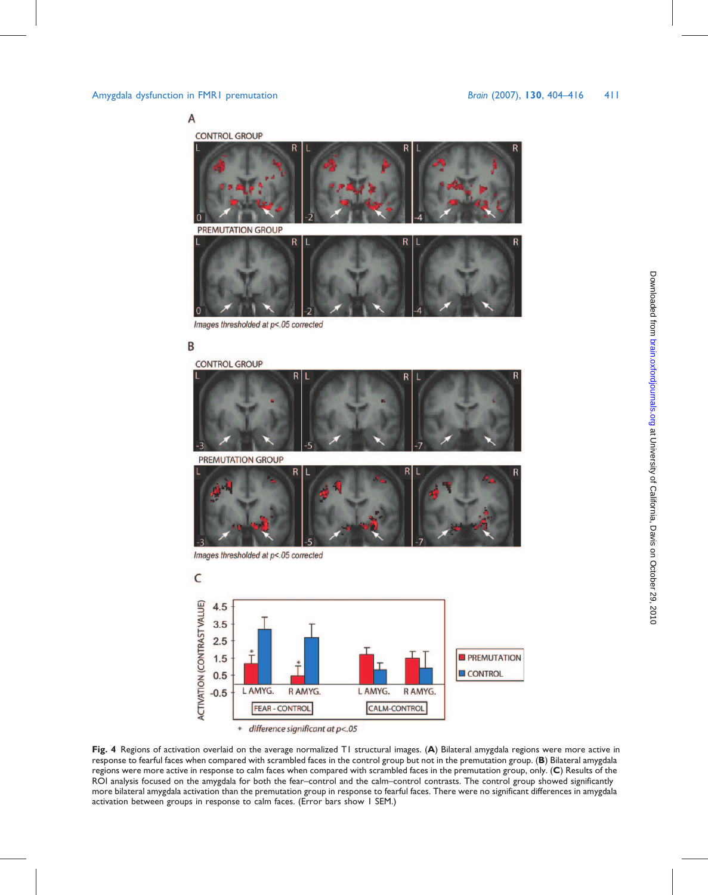A

CONTROL GROUP

L R L R L R

0 -2 -4

PREMUTATION GROUP

L R L R L R

0 -2 -4

*Images thresholded at p<.05 corrected*

B

CONTROL GROUP

L R L R L R

-3 -5 -7

PREMUTATION GROUP

L R L R L R

-3 -5 -7

*Images thresholded at p<.05 corrected*

C

ACTIVATION (CONTRAST VALUE)

4.5

3.5

2.5

1.5

0.5

-0.5

L AMYG. R AMYG. L AMYG. R AMYG.

FEAR - CONTROL

CALM-CONTROL

PREMUTATION

CONTROL

* *difference significant at p<.05*

**Fig. 4** Regions of activation overlaid on the average normalized T1 structural images. (**A**) Bilateral amygdala regions were more active in response to fearful faces when compared with scrambled faces in the control group but not in the premutation group. (**B**) Bilateral amygdala regions were more active in response to calm faces when compared with scrambled faces in the premutation group, only. (**C**) Results of the ROI analysis focused on the amygdala for both the fear–control and the calm–control contrasts. The control group showed significantly more bilateral amygdala activation than the premutation group in response to fearful faces. There were no significant differences in amygdala activation between groups in response to calm faces. (Error bars show 1 SEM.)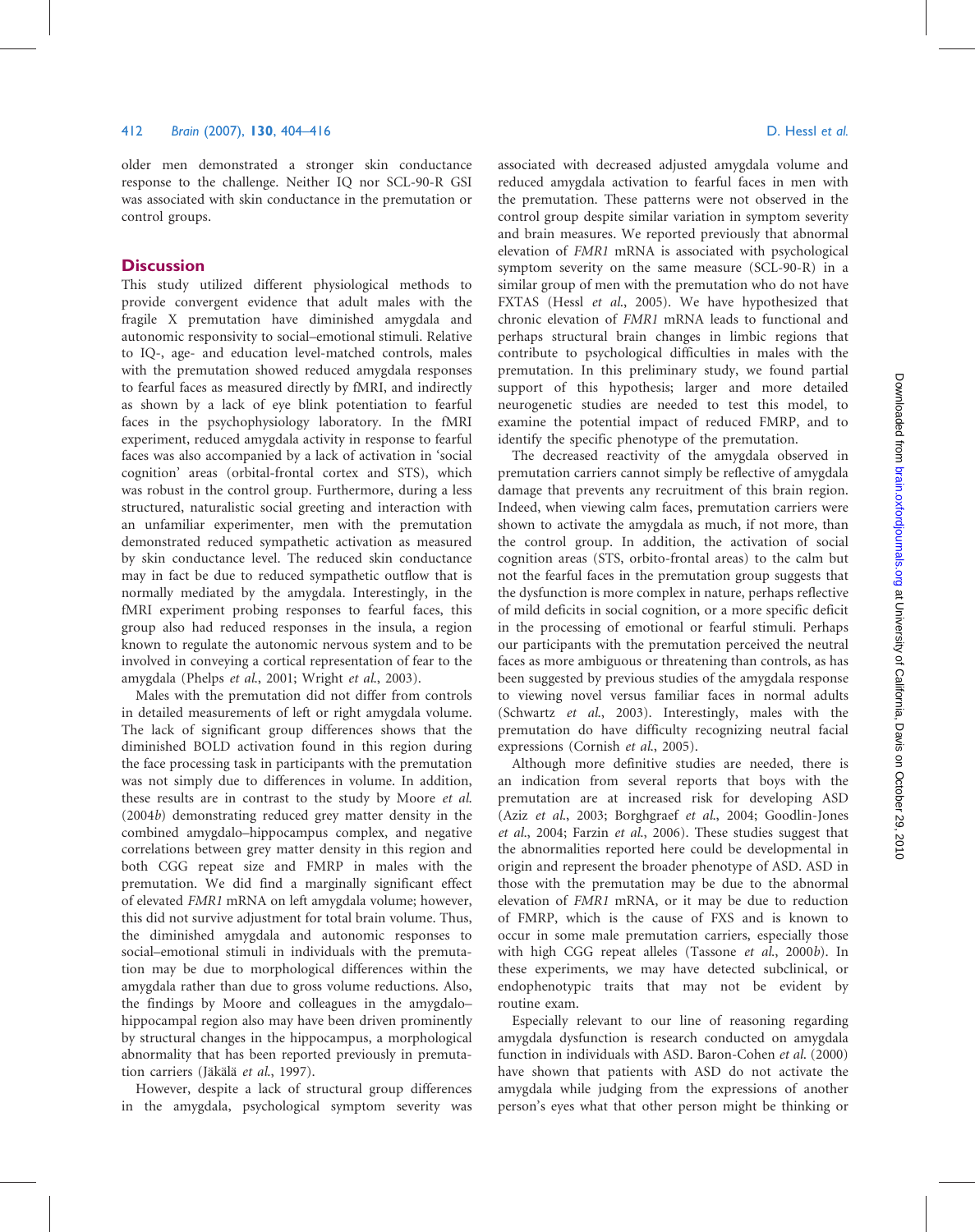older men demonstrated a stronger skin conductance response to the challenge. Neither IQ nor SCL-90-R GSI was associated with skin conductance in the premutation or control groups.

## Discussion

This study utilized different physiological methods to provide convergent evidence that adult males with the fragile X premutation have diminished amygdala and autonomic responsivity to social–emotional stimuli. Relative to IQ-, age- and education level-matched controls, males with the premutation showed reduced amygdala responses to fearful faces as measured directly by fMRI, and indirectly as shown by a lack of eye blink potentiation to fearful faces in the psychophysiology laboratory. In the fMRI experiment, reduced amygdala activity in response to fearful faces was also accompanied by a lack of activation in 'social cognition' areas (orbital-frontal cortex and STS), which was robust in the control group. Furthermore, during a less structured, naturalistic social greeting and interaction with an unfamiliar experimenter, men with the premutation demonstrated reduced sympathetic activation as measured by skin conductance level. The reduced skin conductance may in fact be due to reduced sympathetic outflow that is normally mediated by the amygdala. Interestingly, in the fMRI experiment probing responses to fearful faces, this group also had reduced responses in the insula, a region known to regulate the autonomic nervous system and to be involved in conveying a cortical representation of fear to the amygdala (Phelps *et al.*, 2001; Wright *et al.*, 2003).

Males with the premutation did not differ from controls in detailed measurements of left or right amygdala volume. The lack of significant group differences shows that the diminished BOLD activation found in this region during the face processing task in participants with the premutation was not simply due to differences in volume. In addition, these results are in contrast to the study by Moore *et al.* (2004*b*) demonstrating reduced grey matter density in the combined amygdalo–hippocampus complex, and negative correlations between grey matter density in this region and both CGG repeat size and FMRP in males with the premutation. We did find a marginally significant effect of elevated *FMR1* mRNA on left amygdala volume; however, this did not survive adjustment for total brain volume. Thus, the diminished amygdala and autonomic responses to social–emotional stimuli in individuals with the premutation may be due to morphological differences within the amygdala rather than due to gross volume reductions. Also, the findings by Moore and colleagues in the amygdalo–hippocampal region also may have been driven prominently by structural changes in the hippocampus, a morphological abnormality that has been reported previously in premutation carriers (Jäkälä *et al.*, 1997).

However, despite a lack of structural group differences in the amygdala, psychological symptom severity was associated with decreased adjusted amygdala volume and reduced amygdala activation to fearful faces in men with the premutation. These patterns were not observed in the control group despite similar variation in symptom severity and brain measures. We reported previously that abnormal elevation of *FMR1* mRNA is associated with psychological symptom severity on the same measure (SCL-90-R) in a similar group of men with the premutation who do not have FXTAS (Hessl *et al.*, 2005). We have hypothesized that chronic elevation of *FMR1* mRNA leads to functional and perhaps structural brain changes in limbic regions that contribute to psychological difficulties in males with the premutation. In this preliminary study, we found partial support of this hypothesis; larger and more detailed neurogenetic studies are needed to test this model, to examine the potential impact of reduced FMRP, and to identify the specific phenotype of the premutation.

The decreased reactivity of the amygdala observed in premutation carriers cannot simply be reflective of amygdala damage that prevents any recruitment of this brain region. Indeed, when viewing calm faces, premutation carriers were shown to activate the amygdala as much, if not more, than the control group. In addition, the activation of social cognition areas (STS, orbito-frontal areas) to the calm but not the fearful faces in the premutation group suggests that the dysfunction is more complex in nature, perhaps reflective of mild deficits in social cognition, or a more specific deficit in the processing of emotional or fearful stimuli. Perhaps our participants with the premutation perceived the neutral faces as more ambiguous or threatening than controls, as has been suggested by previous studies of the amygdala response to viewing novel versus familiar faces in normal adults (Schwartz *et al.*, 2003). Interestingly, males with the premutation do have difficulty recognizing neutral facial expressions (Cornish *et al.*, 2005).

Although more definitive studies are needed, there is an indication from several reports that boys with the premutation are at increased risk for developing ASD (Aziz *et al.*, 2003; Borghgraef *et al.*, 2004; Goodlin-Jones *et al.*, 2004; Farzin *et al.*, 2006). These studies suggest that the abnormalities reported here could be developmental in origin and represent the broader phenotype of ASD. ASD in those with the premutation may be due to the abnormal elevation of *FMR1* mRNA, or it may be due to reduction of FMRP, which is the cause of FXS and is known to occur in some male premutation carriers, especially those with high CGG repeat alleles (Tassone *et al.*, 2000*b*). In these experiments, we may have detected subclinical, or endophenotypic traits that may not be evident by routine exam.

Especially relevant to our line of reasoning regarding amygdala dysfunction is research conducted on amygdala function in individuals with ASD. Baron-Cohen *et al.* (2000) have shown that patients with ASD do not activate the amygdala while judging from the expressions of another person's eyes what that other person might be thinking or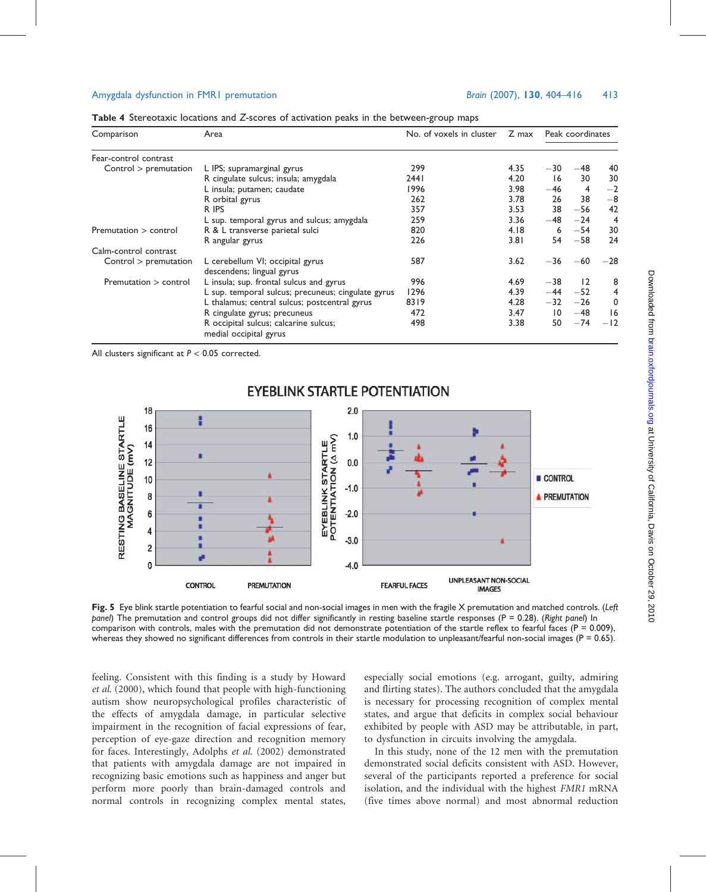**Table 4** Stereotaxic locations and Z-scores of activation peaks in the between-group maps

| Comparison | Area | No. of voxels in cluster | Z max | Peak coordinates | | |
|---|---|---|---|---|---|---|
| Fear-control contrast | | | | | | |
| Control > premutation | L IPS; supramarginal gyrus | 299 | 4.35 | −30 | −48 | 40 |
| | R cingulate sulcus; insula; amygdala | 2441 | 4.20 | 16 | 30 | 30 |
| | L insula; putamen; caudate | 1996 | 3.98 | −46 | 4 | −2 |
| | R orbital gyrus | 262 | 3.78 | 26 | 38 | −8 |
| | R IPS | 357 | 3.53 | 38 | −56 | 42 |
| | L sup. temporal gyrus and sulcus; amygdala | 259 | 3.36 | −48 | −24 | 4 |
| Premutation > control | R & L transverse parietal sulci | 820 | 4.18 | 6 | −54 | 30 |
| | R angular gyrus | 226 | 3.81 | 54 | −58 | 24 |
| Calm-control contrast | | | | | | |
| Control > premutation | L cerebellum VI; occipital gyrus descendens; lingual gyrus | 587 | 3.62 | −36 | −60 | −28 |
| Premutation > control | L insula; sup. frontal sulcus and gyrus | 996 | 4.69 | −38 | 12 | 8 |
| | L sup. temporal sulcus; precuneus; cingulate gyrus | 1296 | 4.39 | −44 | −52 | 4 |
| | L thalamus; central sulcus; postcentral gyrus | 8319 | 4.28 | −32 | −26 | 0 |
| | R cingulate gyrus; precuneus | 472 | 3.47 | 10 | −48 | 16 |
| | R occipital sulcus; calcarine sulcus; medial occipital gyrus | 498 | 3.38 | 50 | −74 | −12 |

All clusters significant at $P < 0.05$ corrected.

EYEBLINK STARTLE POTENTIATION

RESTING BASELINE STARTLE MAGNITUDE (mV)

18
16
14
12
10
8
6
4
2
0

CONTROL
PREMUTATION

EYEBLINK STARTLE POTENTIATION (Δ mV)

2.0
1.0
0.0
-1.0
-2.0
-3.0
-4.0

FEARFUL FACES
UNPLEASANT NON-SOCIAL IMAGES

CONTROL
PREMUTATION

**Fig. 5** Eye blink startle potentiation to fearful social and non-social images in men with the fragile X premutation and matched controls. (*Left panel*) The premutation and control groups did not differ significantly in resting baseline startle responses ($P = 0.28$). (*Right panel*) In comparison with controls, males with the premutation did not demonstrate potentiation of the startle reflex to fearful faces ($P = 0.009$), whereas they showed no significant differences from controls in their startle modulation to unpleasant/fearful non-social images ($P = 0.65$).

feeling. Consistent with this finding is a study by Howard *et al.* (2000), which found that people with high-functioning autism show neuropsychological profiles characteristic of the effects of amygdala damage, in particular selective impairment in the recognition of facial expressions of fear, perception of eye-gaze direction and recognition memory for faces. Interestingly, Adolphs *et al.* (2002) demonstrated that patients with amygdala damage are not impaired in recognizing basic emotions such as happiness and anger but perform more poorly than brain-damaged controls and normal controls in recognizing complex mental states, especially social emotions (e.g. arrogant, guilty, admiring and flirting states). The authors concluded that the amygdala is necessary for processing recognition of complex mental states, and argue that deficits in complex social behaviour exhibited by people with ASD may be attributable, in part, to dysfunction in circuits involving the amygdala.

In this study, none of the 12 men with the premutation demonstrated social deficits consistent with ASD. However, several of the participants reported a preference for social isolation, and the individual with the highest *FMR1* mRNA (five times above normal) and most abnormal reduction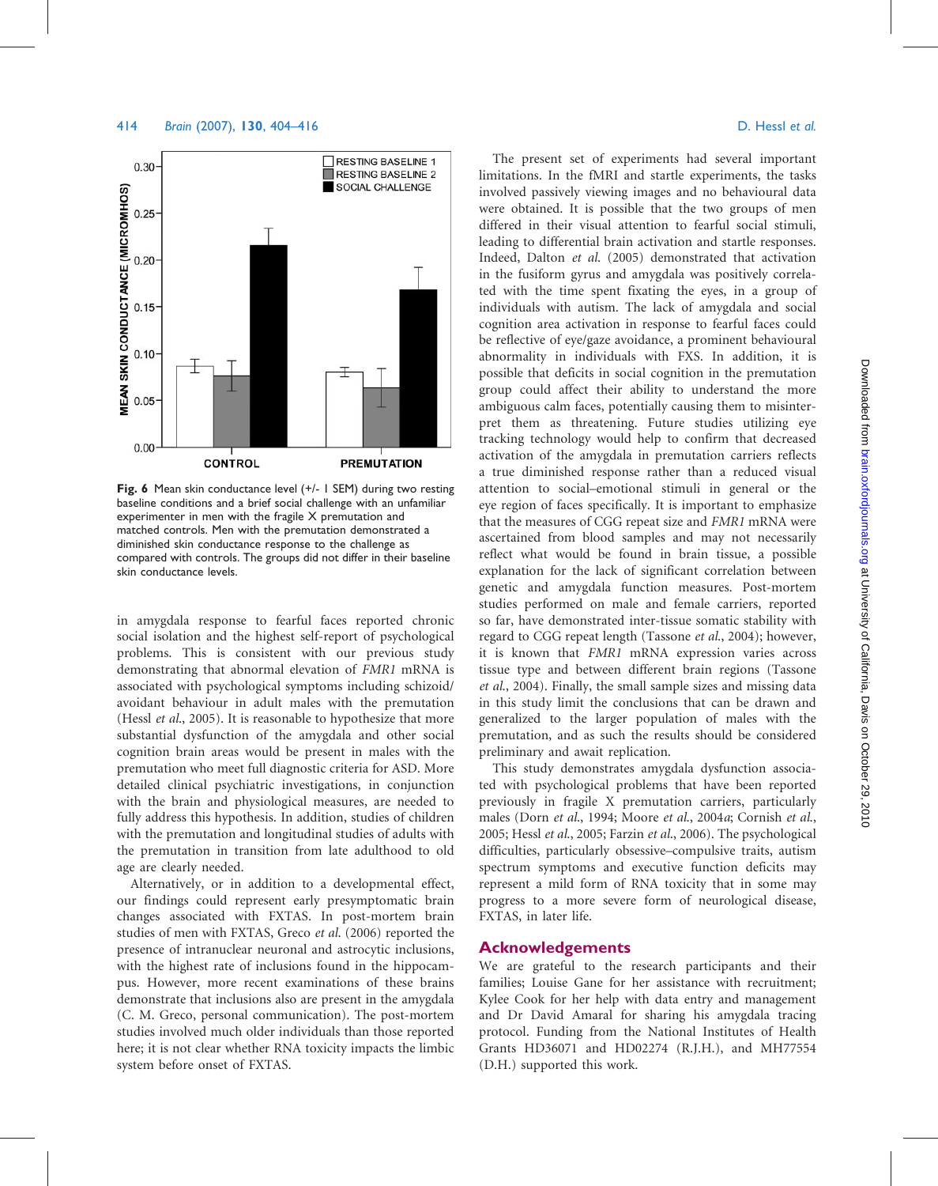0.30
0.25
0.20
0.15
0.10
0.05
0.00

MEAN SKIN CONDUCTANCE (MICROMHOS)

RESTING BASELINE 1
RESTING BASELINE 2
SOCIAL CHALLENGE

CONTROL
PREMUTATION

**Fig. 6** Mean skin conductance level (+/- 1 SEM) during two resting baseline conditions and a brief social challenge with an unfamiliar experimenter in men with the fragile X premutation and matched controls. Men with the premutation demonstrated a diminished skin conductance response to the challenge as compared with controls. The groups did not differ in their baseline skin conductance levels.

in amygdala response to fearful faces reported chronic social isolation and the highest self-report of psychological problems. This is consistent with our previous study demonstrating that abnormal elevation of *FMR1* mRNA is associated with psychological symptoms including schizoid/avoidant behaviour in adult males with the premutation (Hessl *et al.*, 2005). It is reasonable to hypothesize that more substantial dysfunction of the amygdala and other social cognition brain areas would be present in males with the premutation who meet full diagnostic criteria for ASD. More detailed clinical psychiatric investigations, in conjunction with the brain and physiological measures, are needed to fully address this hypothesis. In addition, studies of children with the premutation and longitudinal studies of adults with the premutation in transition from late adulthood to old age are clearly needed.

Alternatively, or in addition to a developmental effect, our findings could represent early presymptomatic brain changes associated with FXTAS. In post-mortem brain studies of men with FXTAS, Greco *et al.* (2006) reported the presence of intranuclear neuronal and astrocytic inclusions, with the highest rate of inclusions found in the hippocampus. However, more recent examinations of these brains demonstrate that inclusions also are present in the amygdala (C. M. Greco, personal communication). The post-mortem studies involved much older individuals than those reported here; it is not clear whether RNA toxicity impacts the limbic system before onset of FXTAS.

The present set of experiments had several important limitations. In the fMRI and startle experiments, the tasks involved passively viewing images and no behavioural data were obtained. It is possible that the two groups of men differed in their visual attention to fearful social stimuli, leading to differential brain activation and startle responses. Indeed, Dalton *et al.* (2005) demonstrated that activation in the fusiform gyrus and amygdala was positively correlated with the time spent fixating the eyes, in a group of individuals with autism. The lack of amygdala and social cognition area activation in response to fearful faces could be reflective of eye/gaze avoidance, a prominent behavioural abnormality in individuals with FXS. In addition, it is possible that deficits in social cognition in the premutation group could affect their ability to understand the more ambiguous calm faces, potentially causing them to misinterpret them as threatening. Future studies utilizing eye tracking technology would help to confirm that decreased activation of the amygdala in premutation carriers reflects a true diminished response rather than a reduced visual attention to social–emotional stimuli in general or the eye region of faces specifically. It is important to emphasize that the measures of CGG repeat size and *FMR1* mRNA were ascertained from blood samples and may not necessarily reflect what would be found in brain tissue, a possible explanation for the lack of significant correlation between genetic and amygdala function measures. Post-mortem studies performed on male and female carriers, reported so far, have demonstrated inter-tissue somatic stability with regard to CGG repeat length (Tassone *et al.*, 2004); however, it is known that *FMR1* mRNA expression varies across tissue type and between different brain regions (Tassone *et al.*, 2004). Finally, the small sample sizes and missing data in this study limit the conclusions that can be drawn and generalized to the larger population of males with the premutation, and as such the results should be considered preliminary and await replication.

This study demonstrates amygdala dysfunction associated with psychological problems that have been reported previously in fragile X premutation carriers, particularly males (Dorn *et al.*, 1994; Moore *et al.*, 2004*a*; Cornish *et al.*, 2005; Hessl *et al.*, 2005; Farzin *et al.*, 2006). The psychological difficulties, particularly obsessive–compulsive traits, autism spectrum symptoms and executive function deficits may represent a mild form of RNA toxicity that in some may progress to a more severe form of neurological disease, FXTAS, in later life.

## Acknowledgements

We are grateful to the research participants and their families; Louise Gane for her assistance with recruitment; Kylee Cook for her help with data entry and management and Dr David Amaral for sharing his amygdala tracing protocol. Funding from the National Institutes of Health Grants HD36071 and HD02274 (R.J.H.), and MH77554 (D.H.) supported this work.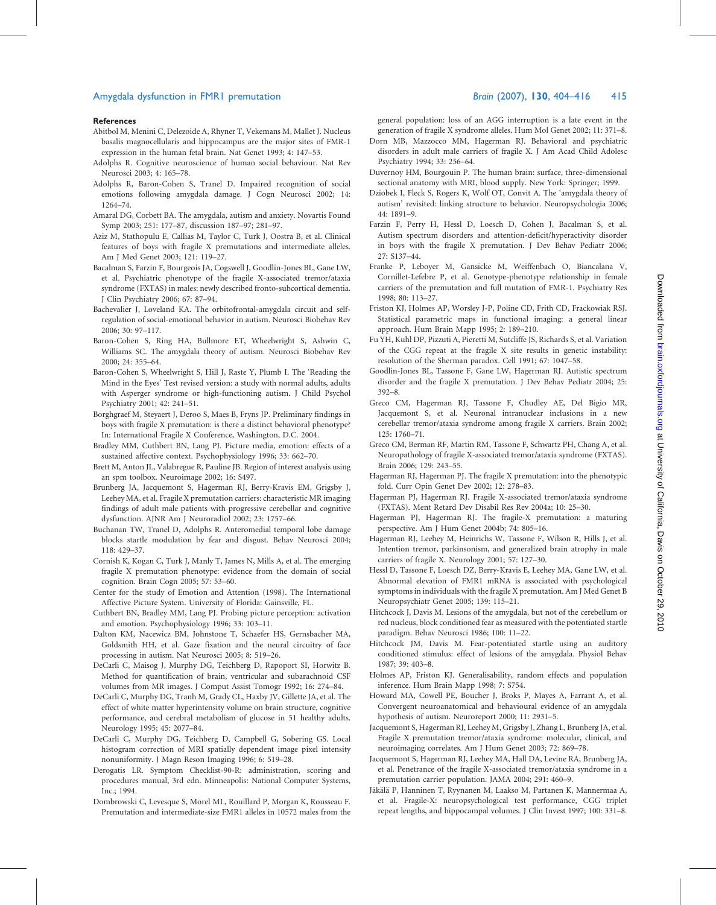## References

Abitbol M, Menini C, Delezoide A, Rhyner T, Vekemans M, Mallet J. Nucleus basalis magnocellularis and hippocampus are the major sites of FMR-1 expression in the human fetal brain. Nat Genet 1993; 4: 147–53.

Adolphs R. Cognitive neuroscience of human social behaviour. Nat Rev Neurosci 2003; 4: 165–78.

Adolphs R, Baron-Cohen S, Tranel D. Impaired recognition of social emotions following amygdala damage. J Cogn Neurosci 2002; 14: 1264–74.

Amaral DG, Corbett BA. The amygdala, autism and anxiety. Novartis Found Symp 2003; 251: 177–87, discussion 187–97; 281–97.

Aziz M, Stathopulu E, Callias M, Taylor C, Turk J, Oostra B, et al. Clinical features of boys with fragile X premutations and intermediate alleles. Am J Med Genet 2003; 121: 119–27.

Bacalman S, Farzin F, Bourgeois JA, Cogswell J, Goodlin-Jones BL, Gane LW, et al. Psychiatric phenotype of the fragile X-associated tremor/ataxia syndrome (FXTAS) in males: newly described fronto-subcortical dementia. J Clin Psychiatry 2006; 67: 87–94.

Bachevalier J, Loveland KA. The orbitofrontal-amygdala circuit and self-regulation of social-emotional behavior in autism. Neurosci Biobehav Rev 2006; 30: 97–117.

Baron-Cohen S, Ring HA, Bullmore ET, Wheelwright S, Ashwin C, Williams SC. The amygdala theory of autism. Neurosci Biobehav Rev 2000; 24: 355–64.

Baron-Cohen S, Wheelwright S, Hill J, Raste Y, Plumb I. The 'Reading the Mind in the Eyes' Test revised version: a study with normal adults, adults with Asperger syndrome or high-functioning autism. J Child Psychol Psychiatry 2001; 42: 241–51.

Borghgraef M, Steyaert J, Deroo S, Maes B, Fryns JP. Preliminary findings in boys with fragile X premutation: is there a distinct behavioral phenotype? In: International Fragile X Conference, Washington, D.C. 2004.

Bradley MM, Cuthbert BN, Lang PJ. Picture media, emotion: effects of a sustained affective context. Psychophysiology 1996; 33: 662–70.

Brett M, Anton JL, Valabregue R, Pauline JB. Region of interest analysis using an spm toolbox. Neuroimage 2002; 16: S497.

Brunberg JA, Jacquemont S, Hagerman RJ, Berry-Kravis EM, Grigsby J, Leehey MA, et al. Fragile X premutation carriers: characteristic MR imaging findings of adult male patients with progressive cerebellar and cognitive dysfunction. AJNR Am J Neuroradiol 2002; 23: 1757–66.

Buchanan TW, Tranel D, Adolphs R. Anteromedial temporal lobe damage blocks startle modulation by fear and disgust. Behav Neurosci 2004; 118: 429–37.

Cornish K, Kogan C, Turk J, Manly T, James N, Mills A, et al. The emerging fragile X premutation phenotype: evidence from the domain of social cognition. Brain Cogn 2005; 57: 53–60.

Center for the study of Emotion and Attention (1998). The International Affective Picture System. University of Florida: Gainsville, FL.

Cuthbert BN, Bradley MM, Lang PJ. Probing picture perception: activation and emotion. Psychophysiology 1996; 33: 103–11.

Dalton KM, Nacewicz BM, Johnstone T, Schaefer HS, Gernsbacher MA, Goldsmith HH, et al. Gaze fixation and the neural circuitry of face processing in autism. Nat Neurosci 2005; 8: 519–26.

DeCarli C, Maisog J, Murphy DG, Teichberg D, Rapoport SI, Horwitz B. Method for quantification of brain, ventricular and subarachnoid CSF volumes from MR images. J Comput Assist Tomogr 1992; 16: 274–84.

DeCarli C, Murphy DG, Tranh M, Grady CL, Haxby JV, Gillette JA, et al. The effect of white matter hyperintensity volume on brain structure, cognitive performance, and cerebral metabolism of glucose in 51 healthy adults. Neurology 1995; 45: 2077–84.

DeCarli C, Murphy DG, Teichberg D, Campbell G, Sobering GS. Local histogram correction of MRI spatially dependent image pixel intensity nonuniformity. J Magn Reson Imaging 1996; 6: 519–28.

Derogatis LR. Symptom Checklist-90-R: administration, scoring and procedures manual, 3rd edn. Minneapolis: National Computer Systems, Inc.; 1994.

Dombrowski C, Levesque S, Morel ML, Rouillard P, Morgan K, Rousseau F. Premutation and intermediate-size FMR1 alleles in 10572 males from the general population: loss of an AGG interruption is a late event in the generation of fragile X syndrome alleles. Hum Mol Genet 2002; 11: 371–8.

Dorn MB, Mazzocco MM, Hagerman RJ. Behavioral and psychiatric disorders in adult male carriers of fragile X. J Am Acad Child Adolesc Psychiatry 1994; 33: 256–64.

Duvernoy HM, Bourgouin P. The human brain: surface, three-dimensional sectional anatomy with MRI, blood supply. New York: Springer; 1999.

Dziobek I, Fleck S, Rogers K, Wolf OT, Convit A. The 'amygdala theory of autism' revisited: linking structure to behavior. Neuropsychologia 2006; 44: 1891–9.

Farzin F, Perry H, Hessl D, Loesch D, Cohen J, Bacalman S, et al. Autism spectrum disorders and attention-deficit/hyperactivity disorder in boys with the fragile X premutation. J Dev Behav Pediatr 2006; 27: S137–44.

Franke P, Leboyer M, Gansicke M, Weiffenbach O, Biancalana V, Cornillet-Lefebre P, et al. Genotype-phenotype relationship in female carriers of the premutation and full mutation of FMR-1. Psychiatry Res 1998; 80: 113–27.

Friston KJ, Holmes AP, Worsley J-P, Poline CD, Frith CD, Frackowiak RSJ. Statistical parametric maps in functional imaging: a general linear approach. Hum Brain Mapp 1995; 2: 189–210.

Fu YH, Kuhl DP, Pizzuti A, Pieretti M, Sutcliffe JS, Richards S, et al. Variation of the CGG repeat at the fragile X site results in genetic instability: resolution of the Sherman paradox. Cell 1991; 67: 1047–58.

Goodlin-Jones BL, Tassone F, Gane LW, Hagerman RJ. Autistic spectrum disorder and the fragile X premutation. J Dev Behav Pediatr 2004; 25: 392–8.

Greco CM, Hagerman RJ, Tassone F, Chudley AE, Del Bigio MR, Jacquemont S, et al. Neuronal intranuclear inclusions in a new cerebellar tremor/ataxia syndrome among fragile X carriers. Brain 2002; 125: 1760–71.

Greco CM, Berman RF, Martin RM, Tassone F, Schwartz PH, Chang A, et al. Neuropathology of fragile X-associated tremor/ataxia syndrome (FXTAS). Brain 2006; 129: 243–55.

Hagerman RJ, Hagerman PJ. The fragile X premutation: into the phenotypic fold. Curr Opin Genet Dev 2002; 12: 278–83.

Hagerman PJ, Hagerman RJ. Fragile X-associated tremor/ataxia syndrome (FXTAS). Ment Retard Dev Disabil Res Rev 2004a; 10: 25–30.

Hagerman PJ, Hagerman RJ. The fragile-X premutation: a maturing perspective. Am J Hum Genet 2004b; 74: 805–16.

Hagerman RJ, Leehey M, Heinrichs W, Tassone F, Wilson R, Hills J, et al. Intention tremor, parkinsonism, and generalized brain atrophy in male carriers of fragile X. Neurology 2001; 57: 127–30.

Hessl D, Tassone F, Loesch DZ, Berry-Kravis E, Leehey MA, Gane LW, et al. Abnormal elevation of FMR1 mRNA is associated with psychological symptoms in individuals with the fragile X premutation. Am J Med Genet B Neuropsychiatr Genet 2005; 139: 115–21.

Hitchcock J, Davis M. Lesions of the amygdala, but not of the cerebellum or red nucleus, block conditioned fear as measured with the potentiated startle paradigm. Behav Neurosci 1986; 100: 11–22.

Hitchcock JM, Davis M. Fear-potentiated startle using an auditory conditioned stimulus: effect of lesions of the amygdala. Physiol Behav 1987; 39: 403–8.

Holmes AP, Friston KJ. Generalisability, random effects and population inference. Hum Brain Mapp 1998; 7: S754.

Howard MA, Cowell PE, Boucher J, Broks P, Mayes A, Farrant A, et al. Convergent neuroanatomical and behavioural evidence of an amygdala hypothesis of autism. Neuroreport 2000; 11: 2931–5.

Jacquemont S, Hagerman RJ, Leehey M, Grigsby J, Zhang L, Brunberg JA, et al. Fragile X premutation tremor/ataxia syndrome: molecular, clinical, and neuroimaging correlates. Am J Hum Genet 2003; 72: 869–78.

Jacquemont S, Hagerman RJ, Leehey MA, Hall DA, Levine RA, Brunberg JA, et al. Penetrance of the fragile X-associated tremor/ataxia syndrome in a premutation carrier population. JAMA 2004; 291: 460–9.

Jäkälä P, Hanninen T, Ryynanen M, Laakso M, Partanen K, Mannermaa A, et al. Fragile-X: neuropsychological test performance, CGG triplet repeat lengths, and hippocampal volumes. J Clin Invest 1997; 100: 331–8.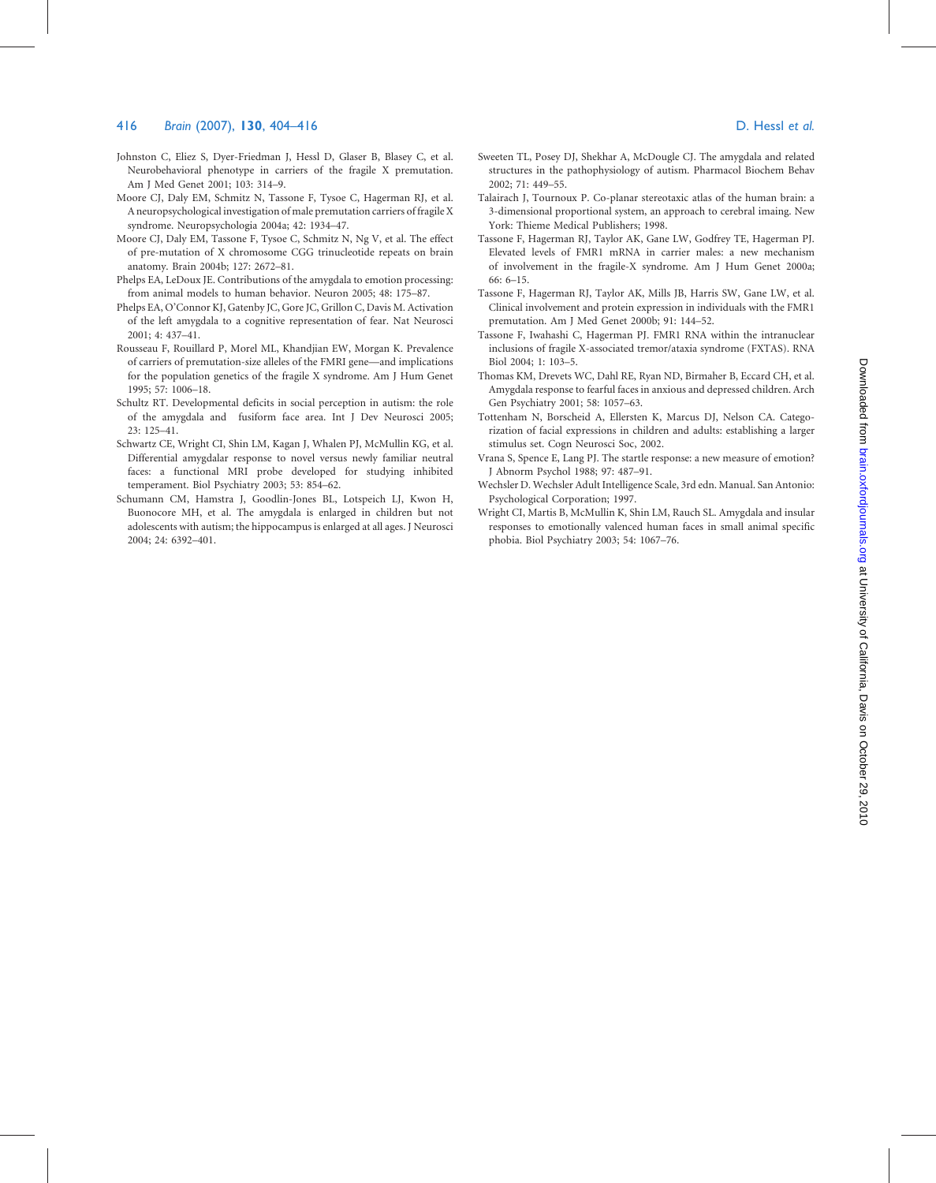Johnston C, Eliez S, Dyer-Friedman J, Hessl D, Glaser B, Blasey C, et al. Neurobehavioral phenotype in carriers of the fragile X premutation. Am J Med Genet 2001; 103: 314–9.

Moore CJ, Daly EM, Schmitz N, Tassone F, Tysoe C, Hagerman RJ, et al. A neuropsychological investigation of male premutation carriers of fragile X syndrome. Neuropsychologia 2004a; 42: 1934–47.

Moore CJ, Daly EM, Tassone F, Tysoe C, Schmitz N, Ng V, et al. The effect of pre-mutation of X chromosome CGG trinucleotide repeats on brain anatomy. Brain 2004b; 127: 2672–81.

Phelps EA, LeDoux JE. Contributions of the amygdala to emotion processing: from animal models to human behavior. Neuron 2005; 48: 175–87.

Phelps EA, O'Connor KJ, Gatenby JC, Gore JC, Grillon C, Davis M. Activation of the left amygdala to a cognitive representation of fear. Nat Neurosci 2001; 4: 437–41.

Rousseau F, Rouillard P, Morel ML, Khandjian EW, Morgan K. Prevalence of carriers of premutation-size alleles of the FMRI gene—and implications for the population genetics of the fragile X syndrome. Am J Hum Genet 1995; 57: 1006–18.

Schultz RT. Developmental deficits in social perception in autism: the role of the amygdala and fusiform face area. Int J Dev Neurosci 2005; 23: 125–41.

Schwartz CE, Wright CI, Shin LM, Kagan J, Whalen PJ, McMullin KG, et al. Differential amygdalar response to novel versus newly familiar neutral faces: a functional MRI probe developed for studying inhibited temperament. Biol Psychiatry 2003; 53: 854–62.

Schumann CM, Hamstra J, Goodlin-Jones BL, Lotspeich LJ, Kwon H, Buonocore MH, et al. The amygdala is enlarged in children but not adolescents with autism; the hippocampus is enlarged at all ages. J Neurosci 2004; 24: 6392–401.

Sweeten TL, Posey DJ, Shekhar A, McDougle CJ. The amygdala and related structures in the pathophysiology of autism. Pharmacol Biochem Behav 2002; 71: 449–55.

Talairach J, Tournoux P. Co-planar stereotaxic atlas of the human brain: a 3-dimensional proportional system, an approach to cerebral imaging. New York: Thieme Medical Publishers; 1998.

Tassone F, Hagerman RJ, Taylor AK, Gane LW, Godfrey TE, Hagerman PJ. Elevated levels of FMR1 mRNA in carrier males: a new mechanism of involvement in the fragile-X syndrome. Am J Hum Genet 2000a; 66: 6–15.

Tassone F, Hagerman RJ, Taylor AK, Mills JB, Harris SW, Gane LW, et al. Clinical involvement and protein expression in individuals with the FMR1 premutation. Am J Med Genet 2000b; 91: 144–52.

Tassone F, Iwahashi C, Hagerman PJ. FMR1 RNA within the intranuclear inclusions of fragile X-associated tremor/ataxia syndrome (FXTAS). RNA Biol 2004; 1: 103–5.

Thomas KM, Drevets WC, Dahl RE, Ryan ND, Birmaher B, Eccard CH, et al. Amygdala response to fearful faces in anxious and depressed children. Arch Gen Psychiatry 2001; 58: 1057–63.

Tottenham N, Borscheid A, Ellersten K, Marcus DJ, Nelson CA. Categorization of facial expressions in children and adults: establishing a larger stimulus set. Cogn Neurosci Soc, 2002.

Vrana S, Spence E, Lang PJ. The startle response: a new measure of emotion? J Abnorm Psychol 1988; 97: 487–91.

Wechsler D. Wechsler Adult Intelligence Scale, 3rd edn. Manual. San Antonio: Psychological Corporation; 1997.

Wright CI, Martis B, McMullin K, Shin LM, Rauch SL. Amygdala and insular responses to emotionally valenced human faces in small animal specific phobia. Biol Psychiatry 2003; 54: 1067–76.